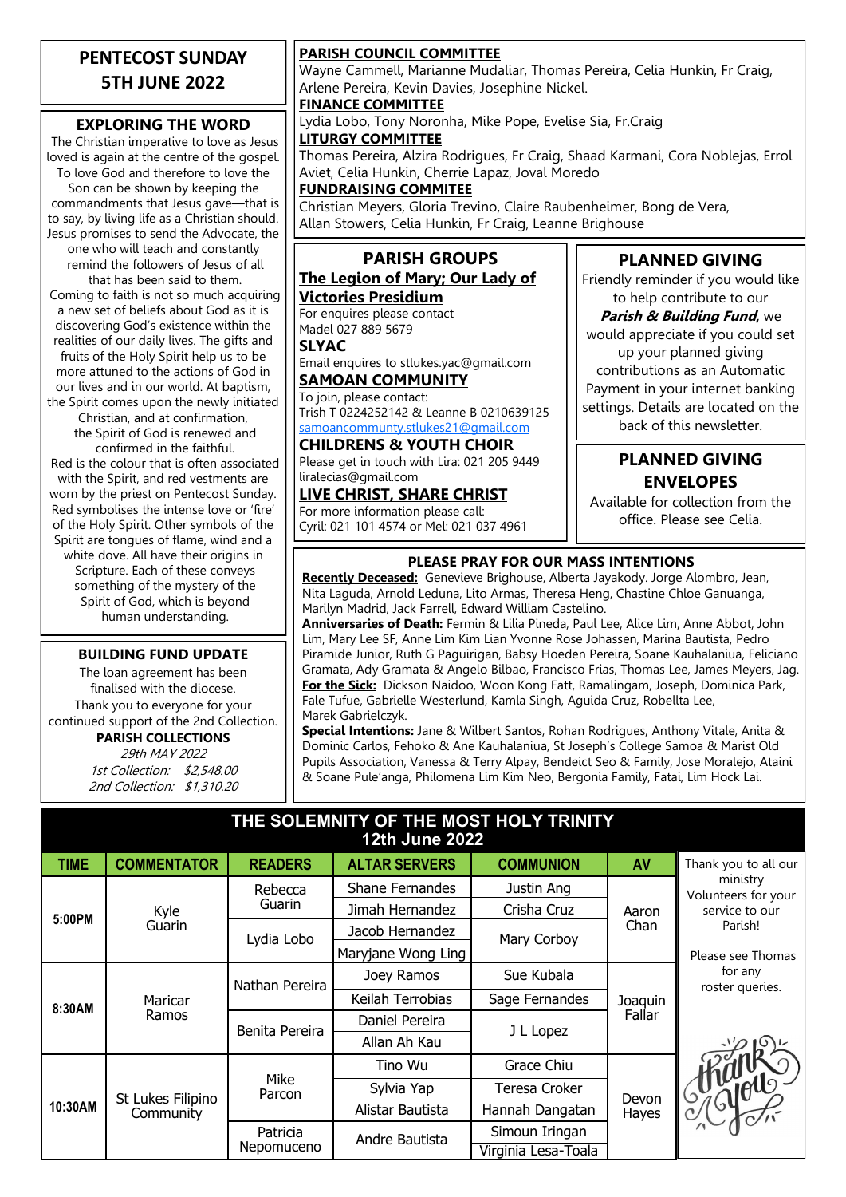# PENTECOST SUNDAY 5TH JUNE 2022

## EXPLORING THE WORD

The Christian imperative to love as Jesus loved is again at the centre of the gospel. To love God and therefore to love the Son can be shown by keeping the commandments that Jesus gave—that is to say, by living life as a Christian should. Jesus promises to send the Advocate, the one who will teach and constantly remind the followers of Jesus of all that has been said to them. Coming to faith is not so much acquiring a new set of beliefs about God as it is discovering God's existence within the realities of our daily lives. The gifts and fruits of the Holy Spirit help us to be more attuned to the actions of God in our lives and in our world. At baptism, the Spirit comes upon the newly initiated Christian, and at confirmation, the Spirit of God is renewed and confirmed in the faithful. Red is the colour that is often associated with the Spirit, and red vestments are worn by the priest on Pentecost Sunday. Red symbolises the intense love or 'fire' of the Holy Spirit. Other symbols of the Spirit are tongues of flame, wind and a white dove. All have their origins in Scripture. Each of these conveys something of the mystery of the Spirit of God, which is beyond human understanding.

## BUILDING FUND UPDATE

The loan agreement has been finalised with the diocese. Thank you to everyone for your continued support of the 2nd Collection.

**PARISH COLLECTIONS**

*29th MAY 2022*
*1st Collection: $2,548.00*
*2nd Collection: $1,310.20*

**PARISH COUNCIL COMMITTEE**
Wayne Cammell, Marianne Mudaliar, Thomas Pereira, Celia Hunkin, Fr Craig, Arlene Pereira, Kevin Davies, Josephine Nickel.

**FINANCE COMMITTEE**
Lydia Lobo, Tony Noronha, Mike Pope, Evelise Sia, Fr.Craig

**LITURGY COMMITTEE**
Thomas Pereira, Alzira Rodrigues, Fr Craig, Shaad Karmani, Cora Noblejas, Errol Aviet, Celia Hunkin, Cherrie Lapaz, Joval Moredo

**FUNDRAISING COMMITEE**
Christian Meyers, Gloria Trevino, Claire Raubenheimer, Bong de Vera, Allan Stowers, Celia Hunkin, Fr Craig, Leanne Brighouse

## PARISH GROUPS

**The Legion of Mary; Our Lady of Victories Presidium**
For enquires please contact
Madel 027 889 5679

**SLYAC**
Email enquires to stlukes.yac@gmail.com

**SAMOAN COMMUNITY**
To join, please contact:
Trish T 0224252142 & Leanne B 0210639125
samoancommunty.stlukes21@gmail.com

**CHILDRENS & YOUTH CHOIR**
Please get in touch with Lira: 021 205 9449
liralecias@gmail.com

**LIVE CHRIST, SHARE CHRIST**
For more information please call:
Cyril: 021 101 4574 or Mel: 021 037 4961

## PLANNED GIVING

Friendly reminder if you would like to help contribute to our ***Parish & Building Fund,*** we would appreciate if you could set up your planned giving contributions as an Automatic Payment in your internet banking settings. Details are located on the back of this newsletter.

## PLANNED GIVING ENVELOPES

Available for collection from the office. Please see Celia.

## PLEASE PRAY FOR OUR MASS INTENTIONS

**Recently Deceased:** Genevieve Brighouse, Alberta Jayakody. Jorge Alombro, Jean, Nita Laguda, Arnold Leduna, Lito Armas, Theresa Heng, Chastine Chloe Ganuanga, Marilyn Madrid, Jack Farrell, Edward William Castelino.

**Anniversaries of Death:** Fermin & Lilia Pineda, Paul Lee, Alice Lim, Anne Abbot, John Lim, Mary Lee SF, Anne Lim Kim Lian Yvonne Rose Johassen, Marina Bautista, Pedro Piramide Junior, Ruth G Paguirigan, Babsy Hoeden Pereira, Soane Kauhalaniua, Feliciano Gramata, Ady Gramata & Angelo Bilbao, Francisco Frias, Thomas Lee, James Meyers, Jag.

**For the Sick:** Dickson Naidoo, Woon Kong Fatt, Ramalingam, Joseph, Dominica Park, Fale Tufue, Gabrielle Westerlund, Kamla Singh, Aguida Cruz, Robellta Lee, Marek Gabrielczyk.

**Special Intentions:** Jane & Wilbert Santos, Rohan Rodrigues, Anthony Vitale, Anita & Dominic Carlos, Fehoko & Ane Kauhalaniua, St Joseph's College Samoa & Marist Old Pupils Association, Vanessa & Terry Alpay, Bendeict Seo & Family, Jose Moralejo, Ataini & Soane Pule'anga, Philomena Lim Kim Neo, Bergonia Family, Fatai, Lim Hock Lai.

## THE SOLEMNITY OF THE MOST HOLY TRINITY 12th June 2022

| TIME | COMMENTATOR | READERS | ALTAR SERVERS | COMMUNION | AV |
|---|---|---|---|---|---|
| 5:00PM | Kyle Guarin | Rebecca Guarin | Shane Fernandes | Justin Ang | Aaron Chan |
| | | | Jimah Hernandez | Crisha Cruz | |
| | | Lydia Lobo | Jacob Hernandez | Mary Corboy | |
| | | | Maryjane Wong Ling | | |
| 8:30AM | Maricar Ramos | Nathan Pereira | Joey Ramos | Sue Kubala | Joaquin Fallar |
| | | | Keilah Terrobias | Sage Fernandes | |
| | | Benita Pereira | Daniel Pereira | J L Lopez | |
| | | | Allan Ah Kau | | |
| 10:30AM | St Lukes Filipino Community | Mike Parcon | Tino Wu | Grace Chiu | Devon Hayes |
| | | | Sylvia Yap | Teresa Croker | |
| | | | Alistar Bautista | Hannah Dangatan | |
| | | Patricia Nepomuceno | Andre Bautista | Simoun Iringan | |
| | | | | Virginia Lesa-Toala | |

Thank you to all our ministry Volunteers for your service to our Parish!

Please see Thomas for any roster queries.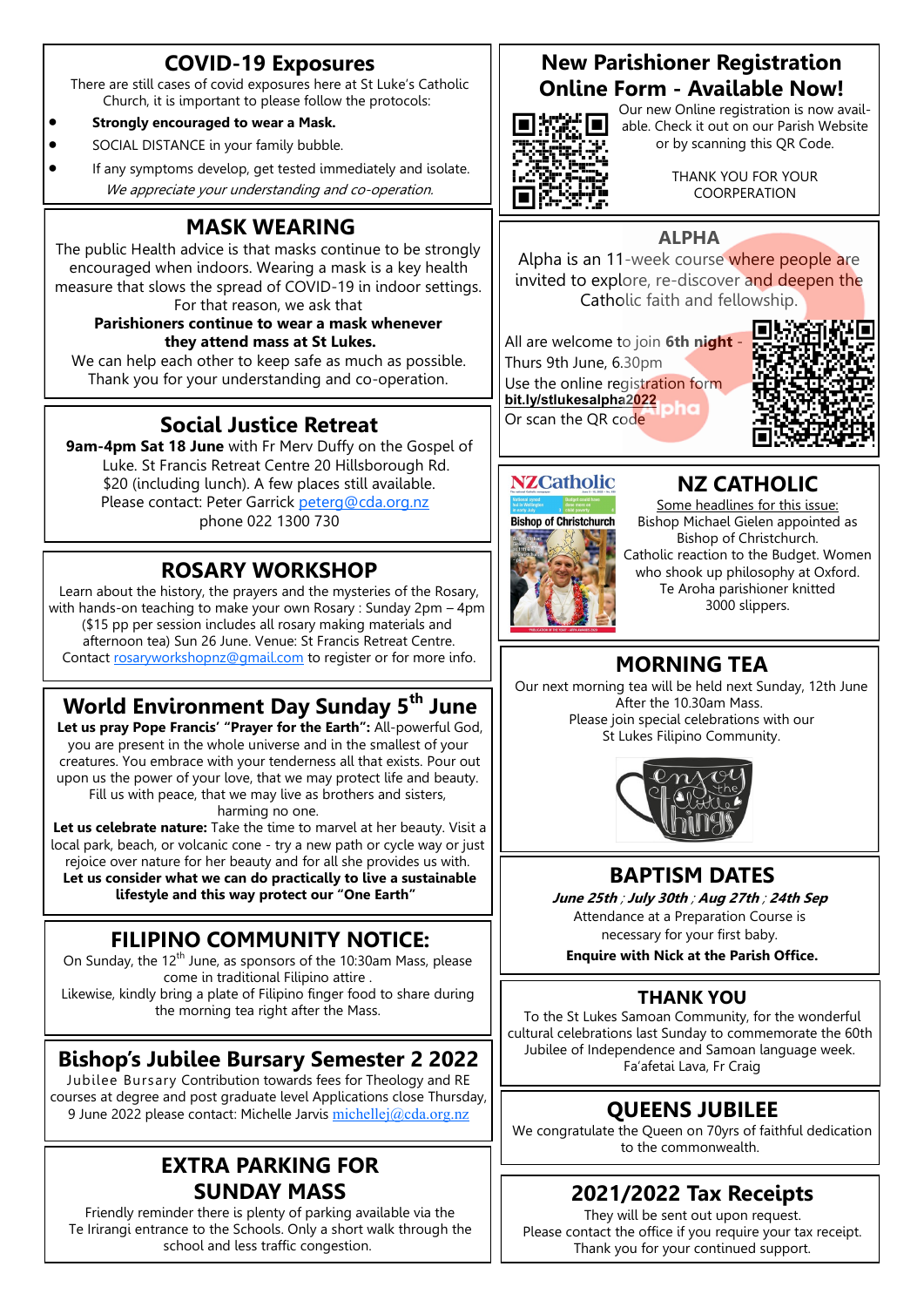## COVID-19 Exposures

There are still cases of covid exposures here at St Luke's Catholic Church, it is important to please follow the protocols:

- **Strongly encouraged to wear a Mask.**
- SOCIAL DISTANCE in your family bubble.
- If any symptoms develop, get tested immediately and isolate.

*We appreciate your understanding and co-operation.*

## MASK WEARING

The public Health advice is that masks continue to be strongly encouraged when indoors. Wearing a mask is a key health measure that slows the spread of COVID-19 in indoor settings. For that reason, we ask that

**Parishioners continue to wear a mask whenever they attend mass at St Lukes.**

We can help each other to keep safe as much as possible. Thank you for your understanding and co-operation.

## Social Justice Retreat

**9am-4pm Sat 18 June** with Fr Merv Duffy on the Gospel of Luke. St Francis Retreat Centre 20 Hillsborough Rd. $20 (including lunch). A few places still available. Please contact: Peter Garrick peterg@cda.org.nz phone 022 1300 730

## ROSARY WORKSHOP

Learn about the history, the prayers and the mysteries of the Rosary, with hands-on teaching to make your own Rosary : Sunday 2pm – 4pm ($15 pp per session includes all rosary making materials and afternoon tea) Sun 26 June. Venue: St Francis Retreat Centre. Contact rosaryworkshopnz@gmail.com to register or for more info.

## World Environment Day Sunday 5th June

**Let us pray Pope Francis' "Prayer for the Earth":** All-powerful God, you are present in the whole universe and in the smallest of your creatures. You embrace with your tenderness all that exists. Pour out upon us the power of your love, that we may protect life and beauty. Fill us with peace, that we may live as brothers and sisters, harming no one.

**Let us celebrate nature:** Take the time to marvel at her beauty. Visit a local park, beach, or volcanic cone - try a new path or cycle way or just rejoice over nature for her beauty and for all she provides us with.

**Let us consider what we can do practically to live a sustainable lifestyle and this way protect our "One Earth"**

## FILIPINO COMMUNITY NOTICE:

On Sunday, the 12th June, as sponsors of the 10:30am Mass, please come in traditional Filipino attire .

Likewise, kindly bring a plate of Filipino finger food to share during the morning tea right after the Mass.

## Bishop's Jubilee Bursary Semester 2 2022

Jubilee Bursary Contribution towards fees for Theology and RE courses at degree and post graduate level Applications close Thursday, 9 June 2022 please contact: Michelle Jarvis michellej@cda.org.nz

## EXTRA PARKING FOR SUNDAY MASS

Friendly reminder there is plenty of parking available via the Te Irirangi entrance to the Schools. Only a short walk through the school and less traffic congestion.

## New Parishioner Registration Online Form - Available Now!

Our new Online registration is now available. Check it out on our Parish Website or by scanning this QR Code.

THANK YOU FOR YOUR COORPERATION

## ALPHA

Alpha is an 11-week course where people are invited to explore, re-discover and deepen the Catholic faith and fellowship.

All are welcome to join **6th night** - Thurs 9th June, 6.30pm

Use the online registration form **bit.ly/stlukesalpha2022**

Or scan the QR code

## NZ CATHOLIC

Some headlines for this issue:

Bishop Michael Gielen appointed as Bishop of Christchurch. Catholic reaction to the Budget. Women who shook up philosophy at Oxford. Te Aroha parishioner knitted 3000 slippers.

## MORNING TEA

Our next morning tea will be held next Sunday, 12th June After the 10.30am Mass.

Please join special celebrations with our St Lukes Filipino Community.

## BAPTISM DATES

***June 25th ; July 30th ; Aug 27th ; 24th Sep***

Attendance at a Preparation Course is necessary for your first baby.

**Enquire with Nick at the Parish Office.**

## THANK YOU

To the St Lukes Samoan Community, for the wonderful cultural celebrations last Sunday to commemorate the 60th Jubilee of Independence and Samoan language week.

Fa'afetai Lava, Fr Craig

## QUEENS JUBILEE

We congratulate the Queen on 70yrs of faithful dedication to the commonwealth.

## 2021/2022 Tax Receipts

They will be sent out upon request.

Please contact the office if you require your tax receipt.

Thank you for your continued support.